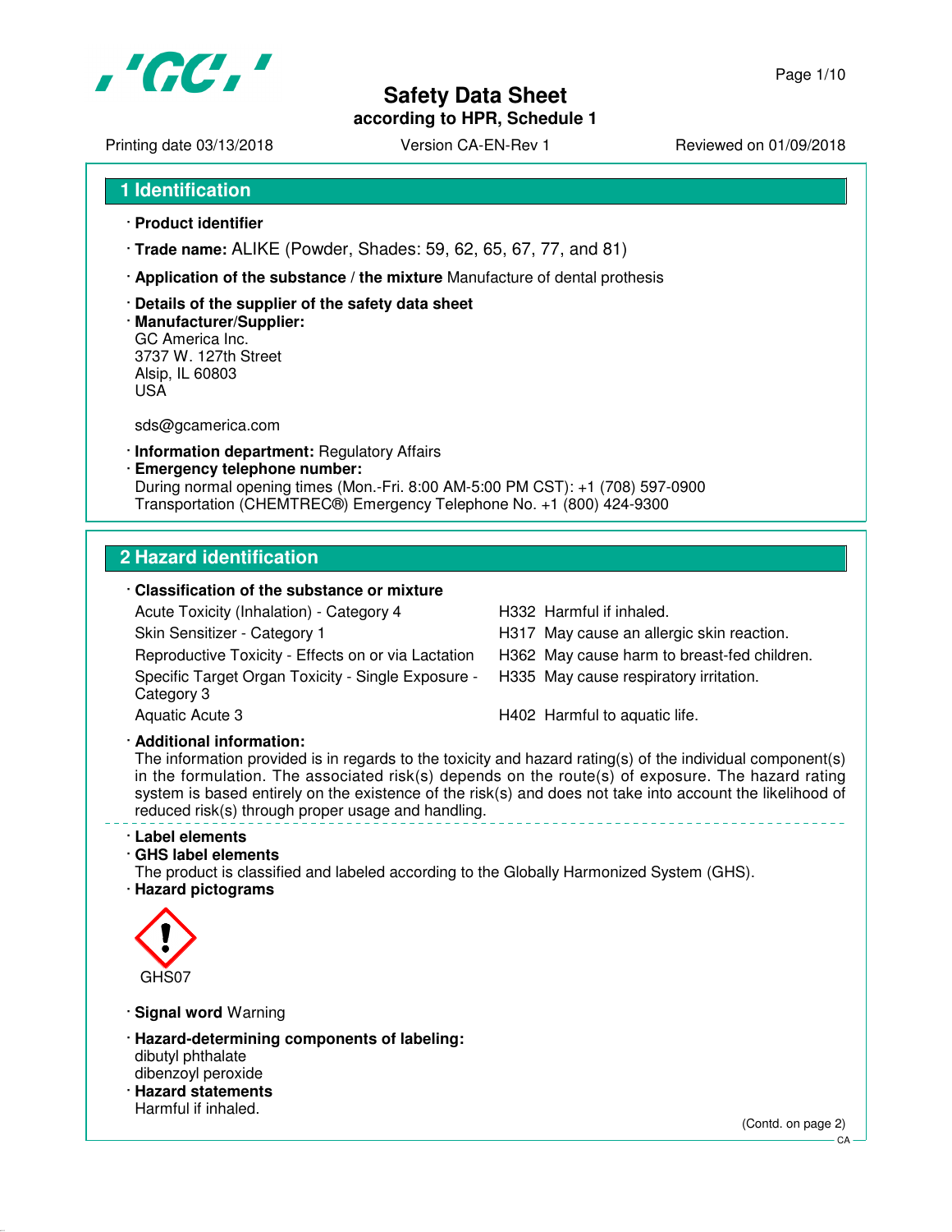# Safety Data Sheet

**according to HPR, Schedule 1**

Printing date 03/13/2018 | Version CA-EN-Rev 1 | Reviewed on 01/09/2018

## 1 Identification

· **Product identifier**

· **Trade name:** ALIKE (Powder, Shades: 59, 62, 65, 67, 77, and 81)

· **Application of the substance / the mixture** Manufacture of dental prosthesis

· **Details of the supplier of the safety data sheet**

· **Manufacturer/Supplier:**

GC America Inc.
3737 W. 127th Street
Alsip, IL 60803
USA

sds@gcamerica.com

· **Information department:** Regulatory Affairs

· **Emergency telephone number:**

During normal opening times (Mon.-Fri. 8:00 AM-5:00 PM CST): +1 (708) 597-0900
Transportation (CHEMTREC®) Emergency Telephone No. +1 (800) 424-9300

## 2 Hazard identification

· **Classification of the substance or mixture**

| | |
|---|---|
| Acute Toxicity (Inhalation) - Category 4 | H332 Harmful if inhaled. |
| Skin Sensitizer - Category 1 | H317 May cause an allergic skin reaction. |
| Reproductive Toxicity - Effects on or via Lactation | H362 May cause harm to breast-fed children. |
| Specific Target Organ Toxicity - Single Exposure - Category 3 | H335 May cause respiratory irritation. |
| Aquatic Acute 3 | H402 Harmful to aquatic life. |

· **Additional information:**

The information provided is in regards to the toxicity and hazard rating(s) of the individual component(s) in the formulation. The associated risk(s) depends on the route(s) of exposure. The hazard rating system is based entirely on the existence of the risk(s) and does not take into account the likelihood of reduced risk(s) through proper usage and handling.

· **Label elements**

· **GHS label elements**

The product is classified and labeled according to the Globally Harmonized System (GHS).

· **Hazard pictograms**

GHS07

· **Signal word** Warning

· **Hazard-determining components of labeling:**

dibutyl phthalate
dibenzoyl peroxide

· **Hazard statements**

Harmful if inhaled.

(Contd. on page 2)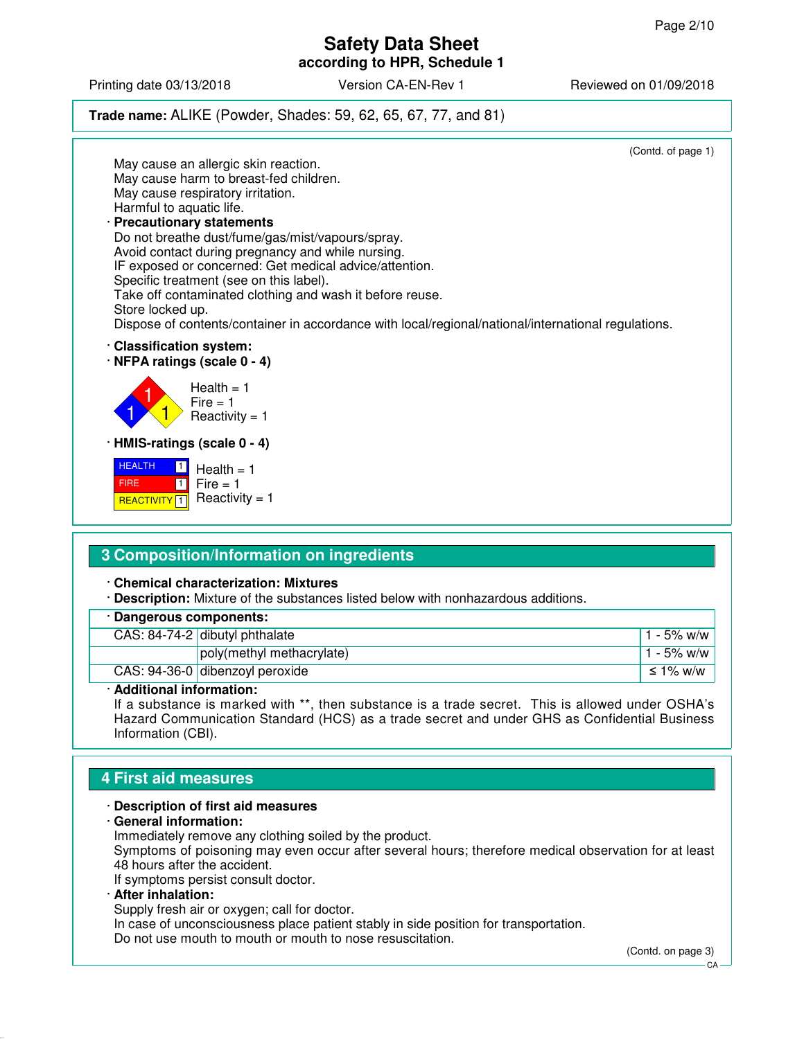(Contd. of page 1)

May cause an allergic skin reaction.
May cause harm to breast-fed children.
May cause respiratory irritation.
Harmful to aquatic life.

· **Precautionary statements**

Do not breathe dust/fume/gas/mist/vapours/spray.
Avoid contact during pregnancy and while nursing.
IF exposed or concerned: Get medical advice/attention.
Specific treatment (see on this label).
Take off contaminated clothing and wash it before reuse.
Store locked up.
Dispose of contents/container in accordance with local/regional/national/international regulations.

· **Classification system:**

· **NFPA ratings (scale 0 - 4)**

Health = 1
Fire = 1
Reactivity = 1

· **HMIS-ratings (scale 0 - 4)**

| | |
|---|---|
| HEALTH | 1 |
| FIRE | 1 |
| REACTIVITY | 1 |

Health = 1
Fire = 1
Reactivity = 1

## 3 Composition/Information on ingredients

· **Chemical characterization: Mixtures**

· **Description:** Mixture of the substances listed below with nonhazardous additions.

· **Dangerous components:**

| CAS | Substance | Concentration |
|---|---|---|
| CAS: 84-74-2 | dibutyl phthalate | 1 - 5% w/w |
| | poly(methyl methacrylate) | 1 - 5% w/w |
| CAS: 94-36-0 | dibenzoyl peroxide | ≤ 1% w/w |

· **Additional information:**

If a substance is marked with **, then substance is a trade secret. This is allowed under OSHA's Hazard Communication Standard (HCS) as a trade secret and under GHS as Confidential Business Information (CBI).

## 4 First aid measures

· **Description of first aid measures**

· **General information:**

Immediately remove any clothing soiled by the product.
Symptoms of poisoning may even occur after several hours; therefore medical observation for at least 48 hours after the accident.
If symptoms persist consult doctor.

· **After inhalation:**

Supply fresh air or oxygen; call for doctor.
In case of unconsciousness place patient stably in side position for transportation.
Do not use mouth to mouth or mouth to nose resuscitation.

(Contd. on page 3)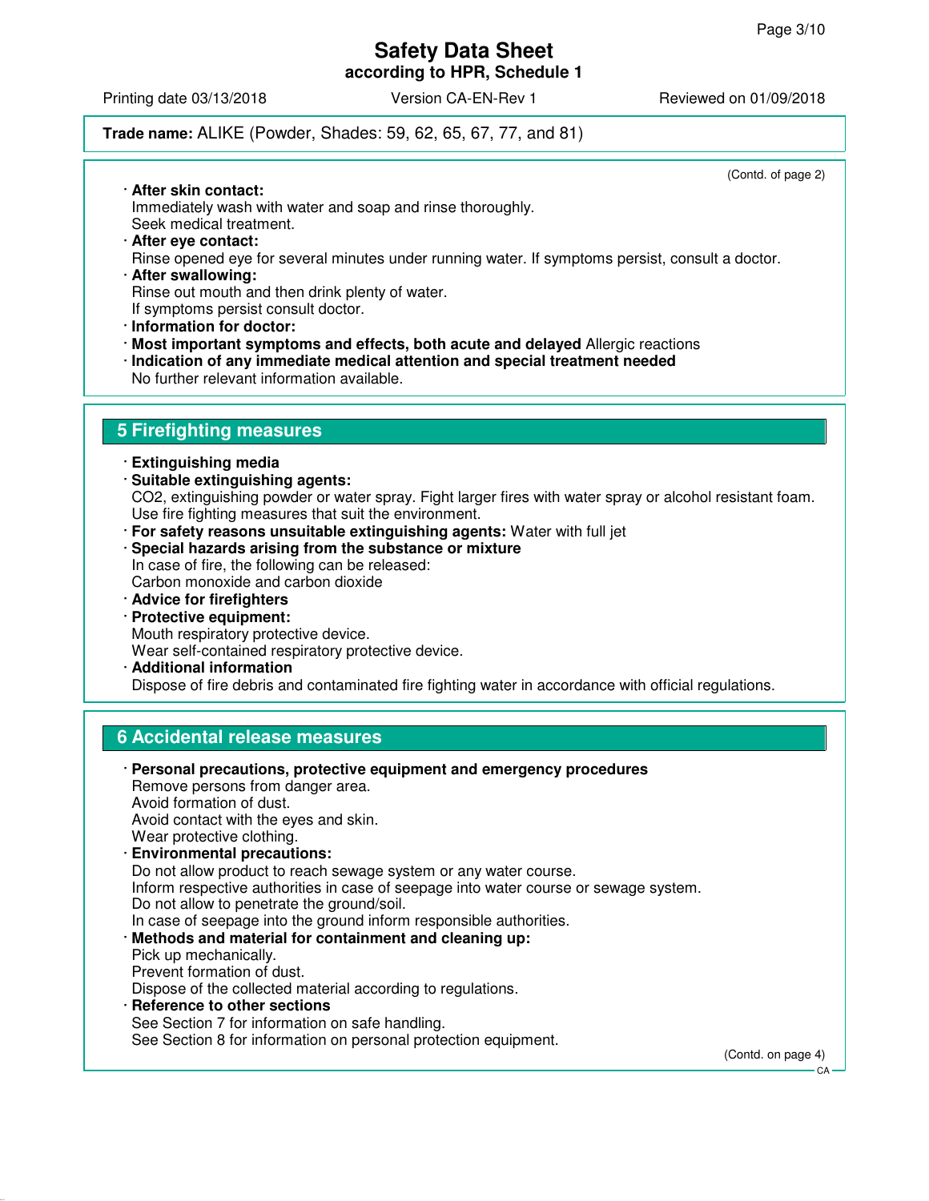**Trade name:** ALIKE (Powder, Shades: 59, 62, 65, 67, 77, and 81)

(Contd. of page 2)

· **After skin contact:**
Immediately wash with water and soap and rinse thoroughly.
Seek medical treatment.

· **After eye contact:**
Rinse opened eye for several minutes under running water. If symptoms persist, consult a doctor.

· **After swallowing:**
Rinse out mouth and then drink plenty of water.
If symptoms persist consult doctor.

· **Information for doctor:**

· **Most important symptoms and effects, both acute and delayed** Allergic reactions

· **Indication of any immediate medical attention and special treatment needed**
No further relevant information available.

## 5 Firefighting measures

· **Extinguishing media**

· **Suitable extinguishing agents:**
$CO_2$, extinguishing powder or water spray. Fight larger fires with water spray or alcohol resistant foam.
Use fire fighting measures that suit the environment.

· **For safety reasons unsuitable extinguishing agents:** Water with full jet

· **Special hazards arising from the substance or mixture**
In case of fire, the following can be released:
Carbon monoxide and carbon dioxide

· **Advice for firefighters**

· **Protective equipment:**
Mouth respiratory protective device.
Wear self-contained respiratory protective device.

· **Additional information**
Dispose of fire debris and contaminated fire fighting water in accordance with official regulations.

## 6 Accidental release measures

· **Personal precautions, protective equipment and emergency procedures**
Remove persons from danger area.
Avoid formation of dust.
Avoid contact with the eyes and skin.
Wear protective clothing.

· **Environmental precautions:**
Do not allow product to reach sewage system or any water course.
Inform respective authorities in case of seepage into water course or sewage system.
Do not allow to penetrate the ground/soil.
In case of seepage into the ground inform responsible authorities.

· **Methods and material for containment and cleaning up:**
Pick up mechanically.
Prevent formation of dust.
Dispose of the collected material according to regulations.

· **Reference to other sections**
See Section 7 for information on safe handling.
See Section 8 for information on personal protection equipment.

(Contd. on page 4)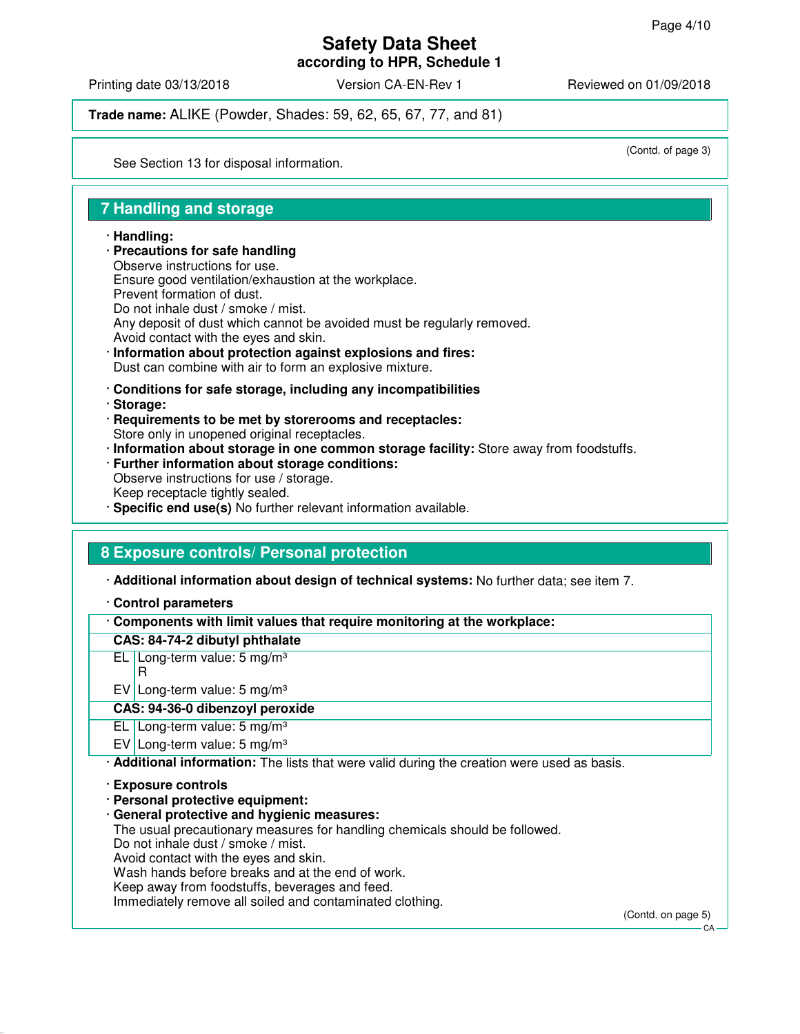(Contd. of page 3)

See Section 13 for disposal information.

## 7 Handling and storage

· **Handling:**
· **Precautions for safe handling**
Observe instructions for use.
Ensure good ventilation/exhaustion at the workplace.
Prevent formation of dust.
Do not inhale dust / smoke / mist.
Any deposit of dust which cannot be avoided must be regularly removed.
Avoid contact with the eyes and skin.
· **Information about protection against explosions and fires:**
Dust can combine with air to form an explosive mixture.

· **Conditions for safe storage, including any incompatibilities**
· **Storage:**
· **Requirements to be met by storerooms and receptacles:**
Store only in unopened original receptacles.
· **Information about storage in one common storage facility:** Store away from foodstuffs.
· **Further information about storage conditions:**
Observe instructions for use / storage.
Keep receptacle tightly sealed.
· **Specific end use(s)** No further relevant information available.

## 8 Exposure controls/ Personal protection

· **Additional information about design of technical systems:** No further data; see item 7.

· **Control parameters**

| · **Components with limit values that require monitoring at the workplace:** | |
|---|---|
| **CAS: 84-74-2 dibutyl phthalate** | |
| EL | Long-term value: 5 mg/m³<br>R |
| EV | Long-term value: 5 mg/m³ |
| **CAS: 94-36-0 dibenzoyl peroxide** | |
| EL | Long-term value: 5 mg/m³ |
| EV | Long-term value: 5 mg/m³ |

· **Additional information:** The lists that were valid during the creation were used as basis.

· **Exposure controls**
· **Personal protective equipment:**
· **General protective and hygienic measures:**
The usual precautionary measures for handling chemicals should be followed.
Do not inhale dust / smoke / mist.
Avoid contact with the eyes and skin.
Wash hands before breaks and at the end of work.
Keep away from foodstuffs, beverages and feed.
Immediately remove all soiled and contaminated clothing.

(Contd. on page 5)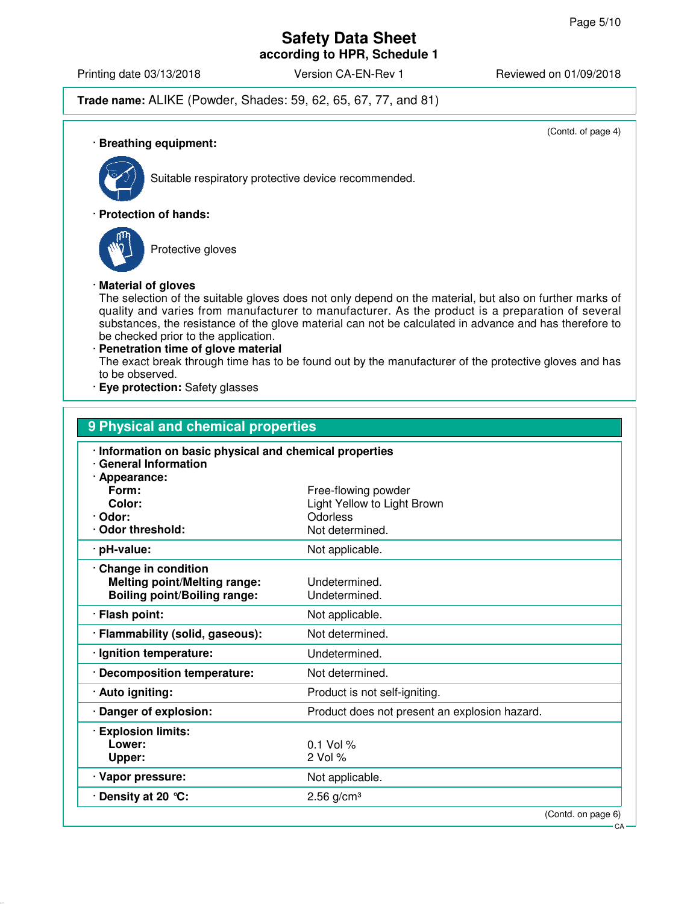**Trade name:** ALIKE (Powder, Shades: 59, 62, 65, 67, 77, and 81)

(Contd. of page 4)

· **Breathing equipment:**

Suitable respiratory protective device recommended.

· **Protection of hands:**

Protective gloves

· **Material of gloves**
The selection of the suitable gloves does not only depend on the material, but also on further marks of quality and varies from manufacturer to manufacturer. As the product is a preparation of several substances, the resistance of the glove material can not be calculated in advance and has therefore to be checked prior to the application.

· **Penetration time of glove material**
The exact break through time has to be found out by the manufacturer of the protective gloves and has to be observed.

· **Eye protection:** Safety glasses

## 9 Physical and chemical properties

· **Information on basic physical and chemical properties**
· **General Information**

| | |
|---|---|
| · **Appearance:** | |
| **Form:** | Free-flowing powder |
| **Color:** | Light Yellow to Light Brown |
| · **Odor:** | Odorless |
| · **Odor threshold:** | Not determined. |
| · **pH-value:** | Not applicable. |
| · **Change in condition** | |
| **Melting point/Melting range:** | Undetermined. |
| **Boiling point/Boiling range:** | Undetermined. |
| · **Flash point:** | Not applicable. |
| · **Flammability (solid, gaseous):** | Not determined. |
| · **Ignition temperature:** | Undetermined. |
| · **Decomposition temperature:** | Not determined. |
| · **Auto igniting:** | Product is not self-igniting. |
| · **Danger of explosion:** | Product does not present an explosion hazard. |
| · **Explosion limits:** | |
| **Lower:** | 0.1 Vol % |
| **Upper:** | 2 Vol % |
| · **Vapor pressure:** | Not applicable. |
| · **Density at 20 °C:** | 2.56 g/cm³ |

(Contd. on page 6)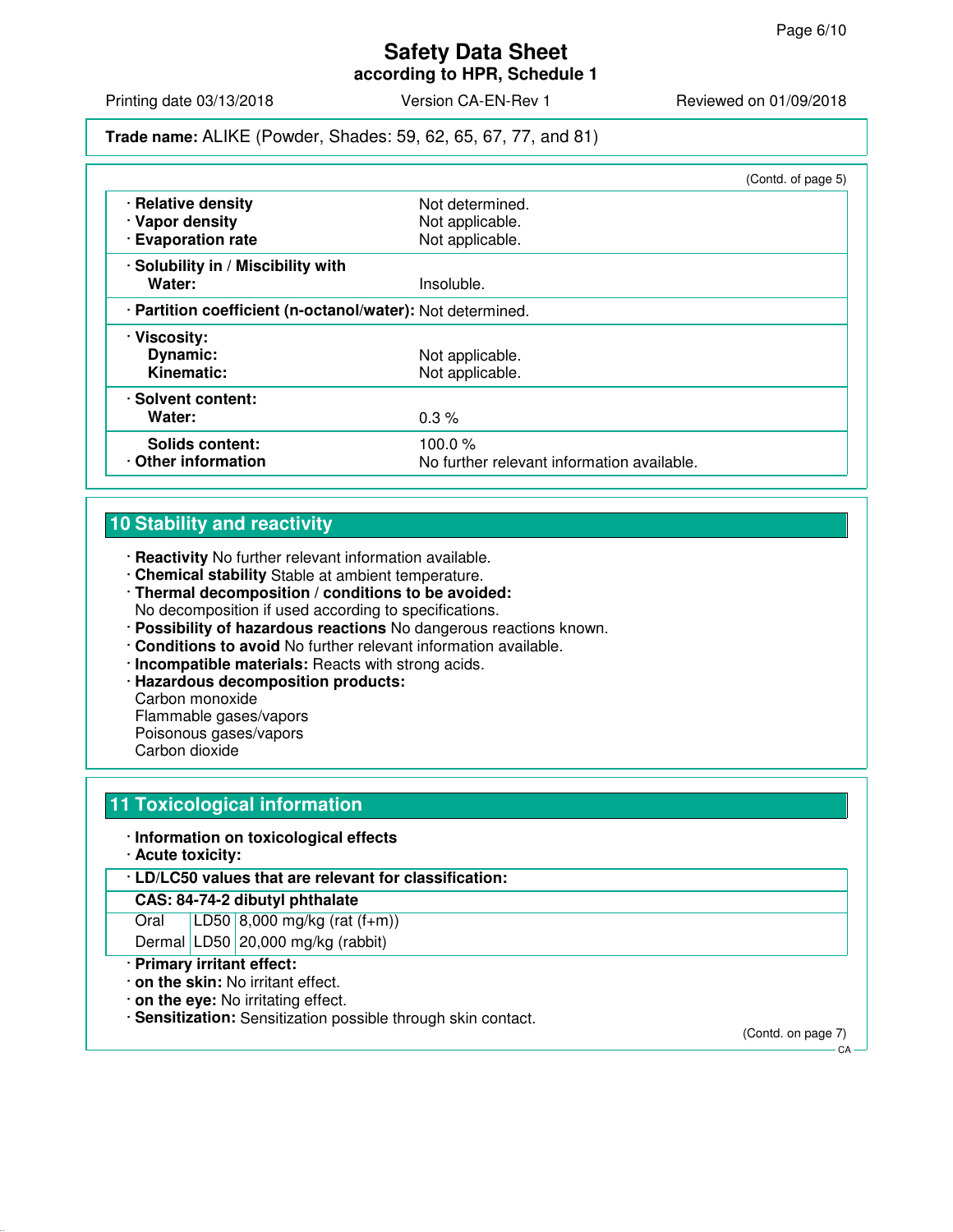**Trade name:** ALIKE (Powder, Shades: 59, 62, 65, 67, 77, and 81)

(Contd. of page 5)

| | |
|---|---|
| · **Relative density** | Not determined. |
| · **Vapor density** | Not applicable. |
| · **Evaporation rate** | Not applicable. |
| · **Solubility in / Miscibility with** | |
| **Water:** | Insoluble. |
| · **Partition coefficient (n-octanol/water):** | Not determined. |
| · **Viscosity:** | |
| **Dynamic:** | Not applicable. |
| **Kinematic:** | Not applicable. |
| · **Solvent content:** | |
| **Water:** | 0.3 % |
| **Solids content:** | 100.0 % |
| · **Other information** | No further relevant information available. |

## 10 Stability and reactivity

- · **Reactivity** No further relevant information available.
- · **Chemical stability** Stable at ambient temperature.
- · **Thermal decomposition / conditions to be avoided:**
  No decomposition if used according to specifications.
- · **Possibility of hazardous reactions** No dangerous reactions known.
- · **Conditions to avoid** No further relevant information available.
- · **Incompatible materials:** Reacts with strong acids.
- · **Hazardous decomposition products:**
  Carbon monoxide
  Flammable gases/vapors
  Poisonous gases/vapors
  Carbon dioxide

## 11 Toxicological information

- · **Information on toxicological effects**
- · **Acute toxicity:**

| · **LD/LC50 values that are relevant for classification:** | | |
|---|---|---|
| **CAS: 84-74-2 dibutyl phthalate** | | |
| Oral | LD50 | 8,000 mg/kg (rat (f+m)) |
| Dermal | LD50 | 20,000 mg/kg (rabbit) |

- · **Primary irritant effect:**
- · **on the skin:** No irritant effect.
- · **on the eye:** No irritating effect.
- · **Sensitization:** Sensitization possible through skin contact.

(Contd. on page 7)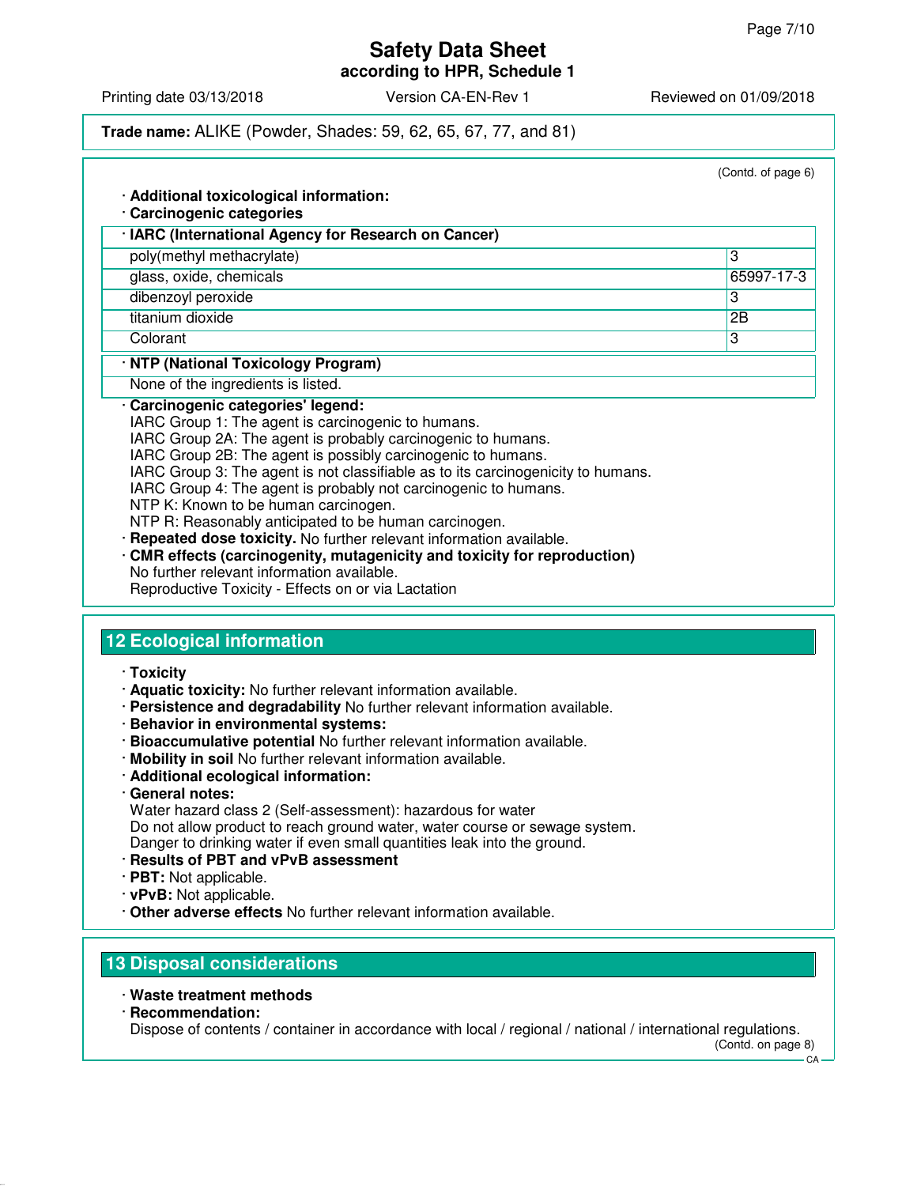**Trade name:** ALIKE (Powder, Shades: 59, 62, 65, 67, 77, and 81)

(Contd. of page 6)

· **Additional toxicological information:**
· **Carcinogenic categories**

| · IARC (International Agency for Research on Cancer) | |
|---|---|
| poly(methyl methacrylate) | 3 |
| glass, oxide, chemicals | 65997-17-3 |
| dibenzoyl peroxide | 3 |
| titanium dioxide | 2B |
| Colorant | 3 |

| · NTP (National Toxicology Program) |
|---|
| None of the ingredients is listed. |

· **Carcinogenic categories' legend:**
IARC Group 1: The agent is carcinogenic to humans.
IARC Group 2A: The agent is probably carcinogenic to humans.
IARC Group 2B: The agent is possibly carcinogenic to humans.
IARC Group 3: The agent is not classifiable as to its carcinogenicity to humans.
IARC Group 4: The agent is probably not carcinogenic to humans.
NTP K: Known to be human carcinogen.
NTP R: Reasonably anticipated to be human carcinogen.
· **Repeated dose toxicity.** No further relevant information available.
· **CMR effects (carcinogenity, mutagenicity and toxicity for reproduction)**
No further relevant information available.
Reproductive Toxicity - Effects on or via Lactation

## 12 Ecological information

· **Toxicity**
· **Aquatic toxicity:** No further relevant information available.
· **Persistence and degradability** No further relevant information available.
· **Behavior in environmental systems:**
· **Bioaccumulative potential** No further relevant information available.
· **Mobility in soil** No further relevant information available.
· **Additional ecological information:**
· **General notes:**
Water hazard class 2 (Self-assessment): hazardous for water
Do not allow product to reach ground water, water course or sewage system.
Danger to drinking water if even small quantities leak into the ground.
· **Results of PBT and vPvB assessment**
· **PBT:** Not applicable.
· **vPvB:** Not applicable.
· **Other adverse effects** No further relevant information available.

## 13 Disposal considerations

· **Waste treatment methods**
· **Recommendation:**
Dispose of contents / container in accordance with local / regional / national / international regulations.

(Contd. on page 8)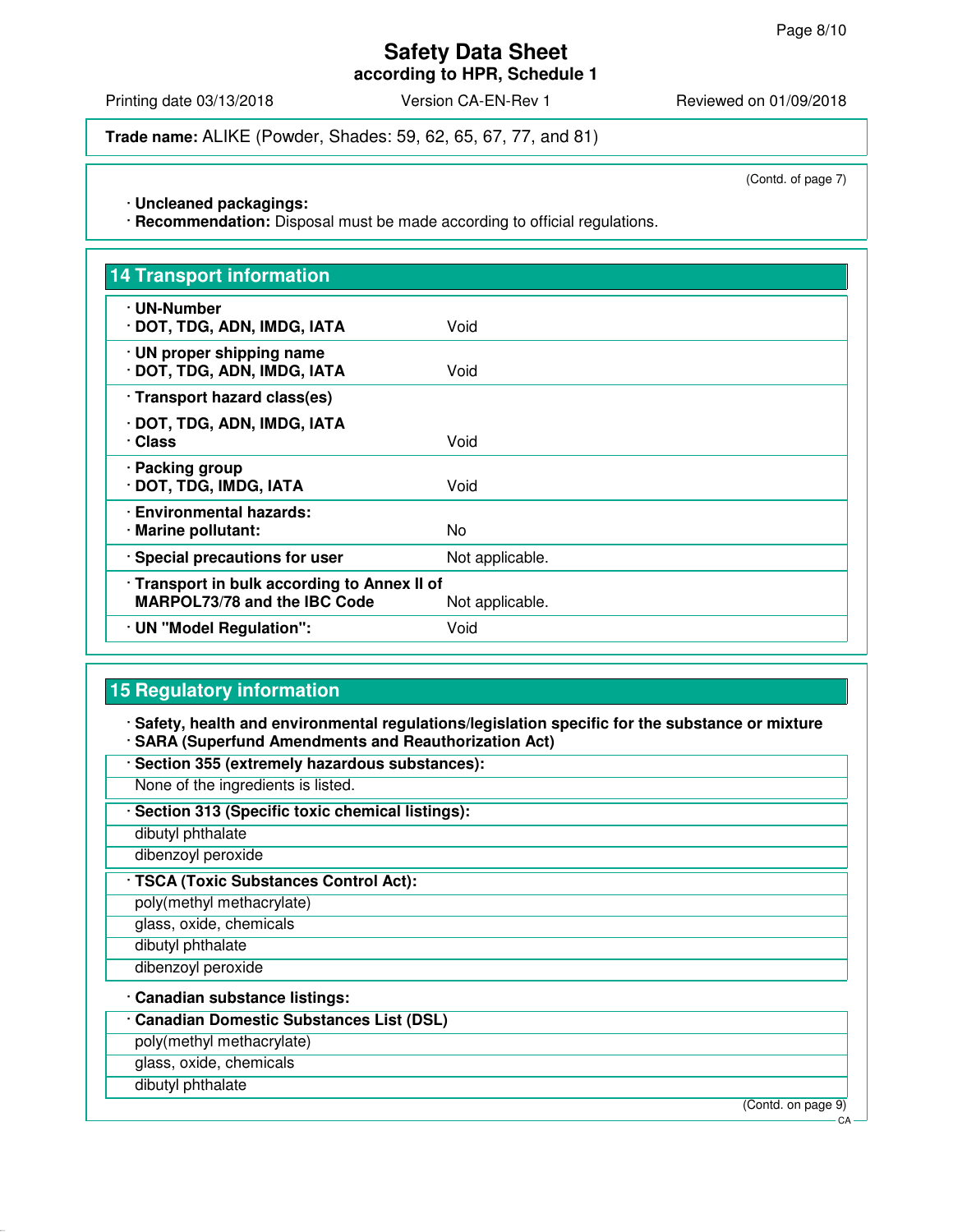**Trade name:** ALIKE (Powder, Shades: 59, 62, 65, 67, 77, and 81)

(Contd. of page 7)

· **Uncleaned packagings:**
· **Recommendation:** Disposal must be made according to official regulations.

## 14 Transport information

| | |
|---|---|
| · **UN-Number**<br>· **DOT, TDG, ADN, IMDG, IATA** | Void |
| · **UN proper shipping name**<br>· **DOT, TDG, ADN, IMDG, IATA** | Void |
| · **Transport hazard class(es)**<br>· **DOT, TDG, ADN, IMDG, IATA**<br>· **Class** | Void |
| · **Packing group**<br>· **DOT, TDG, IMDG, IATA** | Void |
| · **Environmental hazards:**<br>· **Marine pollutant:** | No |
| · **Special precautions for user** | Not applicable. |
| · **Transport in bulk according to Annex II of MARPOL73/78 and the IBC Code** | Not applicable. |
| · **UN "Model Regulation":** | Void |

## 15 Regulatory information

· **Safety, health and environmental regulations/legislation specific for the substance or mixture**
· **SARA (Superfund Amendments and Reauthorization Act)**

· **Section 355 (extremely hazardous substances):**

None of the ingredients is listed.

· **Section 313 (Specific toxic chemical listings):**

dibutyl phthalate

dibenzoyl peroxide

· **TSCA (Toxic Substances Control Act):**

poly(methyl methacrylate)

glass, oxide, chemicals

dibutyl phthalate

dibenzoyl peroxide

· **Canadian substance listings:**

· **Canadian Domestic Substances List (DSL)**

poly(methyl methacrylate)

glass, oxide, chemicals

dibutyl phthalate

(Contd. on page 9)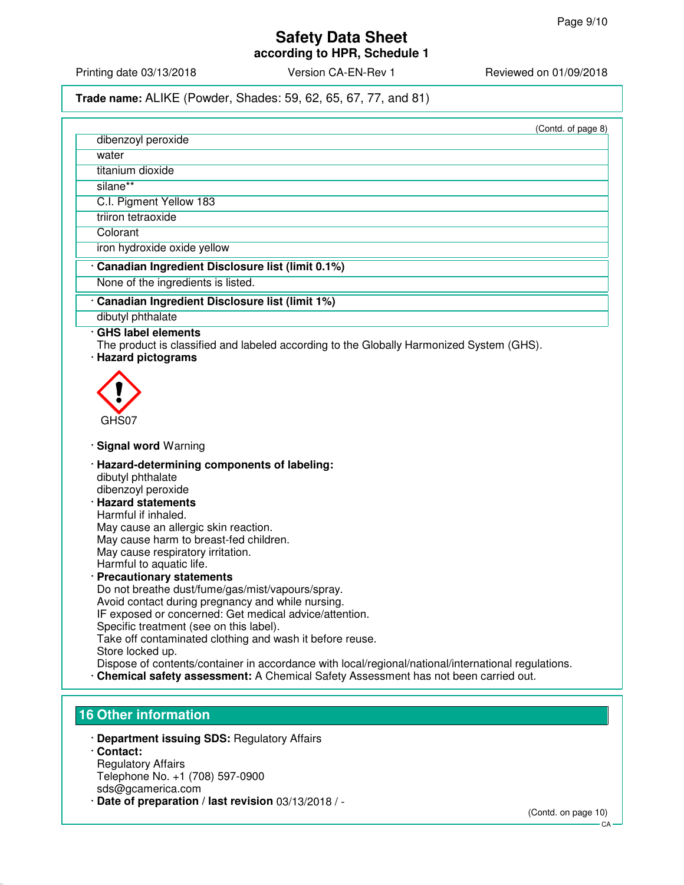**Trade name:** ALIKE (Powder, Shades: 59, 62, 65, 67, 77, and 81)

(Contd. of page 8)

| |
|---|
| dibenzoyl peroxide |
| water |
| titanium dioxide |
| silane** |
| C.I. Pigment Yellow 183 |
| triiron tetraoxide |
| Colorant |
| iron hydroxide oxide yellow |

· **Canadian Ingredient Disclosure list (limit 0.1%)**

None of the ingredients is listed.

· **Canadian Ingredient Disclosure list (limit 1%)**

dibutyl phthalate

· **GHS label elements**
The product is classified and labeled according to the Globally Harmonized System (GHS).

· **Hazard pictograms**

GHS07

· **Signal word** Warning

· **Hazard-determining components of labeling:**
dibutyl phthalate
dibenzoyl peroxide

· **Hazard statements**
Harmful if inhaled.
May cause an allergic skin reaction.
May cause harm to breast-fed children.
May cause respiratory irritation.
Harmful to aquatic life.

· **Precautionary statements**
Do not breathe dust/fume/gas/mist/vapours/spray.
Avoid contact during pregnancy and while nursing.
IF exposed or concerned: Get medical advice/attention.
Specific treatment (see on this label).
Take off contaminated clothing and wash it before reuse.
Store locked up.
Dispose of contents/container in accordance with local/regional/national/international regulations.

· **Chemical safety assessment:** A Chemical Safety Assessment has not been carried out.

## 16 Other information

· **Department issuing SDS:** Regulatory Affairs

· **Contact:**
Regulatory Affairs
Telephone No. +1 (708) 597-0900
sds@gcamerica.com

· **Date of preparation / last revision** 03/13/2018 / -

(Contd. on page 10)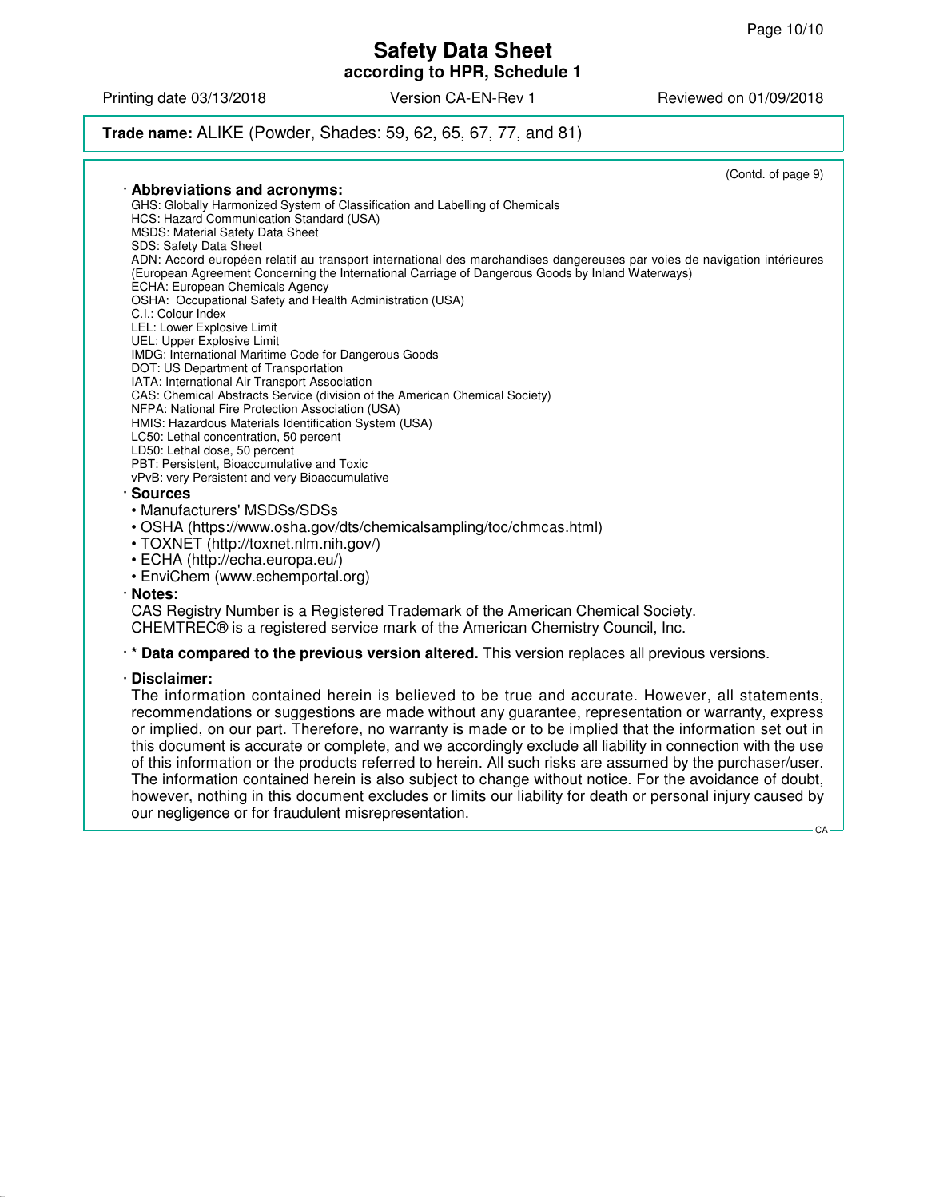(Contd. of page 9)

**· Abbreviations and acronyms:**

GHS: Globally Harmonized System of Classification and Labelling of Chemicals
HCS: Hazard Communication Standard (USA)
MSDS: Material Safety Data Sheet
SDS: Safety Data Sheet
ADN: Accord européen relatif au transport international des marchandises dangereuses par voies de navigation intérieures (European Agreement Concerning the International Carriage of Dangerous Goods by Inland Waterways)
ECHA: European Chemicals Agency
OSHA: Occupational Safety and Health Administration (USA)
C.I.: Colour Index
LEL: Lower Explosive Limit
UEL: Upper Explosive Limit
IMDG: International Maritime Code for Dangerous Goods
DOT: US Department of Transportation
IATA: International Air Transport Association
CAS: Chemical Abstracts Service (division of the American Chemical Society)
NFPA: National Fire Protection Association (USA)
HMIS: Hazardous Materials Identification System (USA)
LC50: Lethal concentration, 50 percent
LD50: Lethal dose, 50 percent
PBT: Persistent, Bioaccumulative and Toxic
vPvB: very Persistent and very Bioaccumulative

**· Sources**

- Manufacturers' MSDSs/SDSs
- OSHA (https://www.osha.gov/dts/chemicalsampling/toc/chmcas.html)
- TOXNET (http://toxnet.nlm.nih.gov/)
- ECHA (http://echa.europa.eu/)
- EnviChem (www.echemportal.org)

**· Notes:**

CAS Registry Number is a Registered Trademark of the American Chemical Society.
CHEMTREC® is a registered service mark of the American Chemistry Council, Inc.

**· * Data compared to the previous version altered.** This version replaces all previous versions.

**· Disclaimer:**

The information contained herein is believed to be true and accurate. However, all statements, recommendations or suggestions are made without any guarantee, representation or warranty, express or implied, on our part. Therefore, no warranty is made or to be implied that the information set out in this document is accurate or complete, and we accordingly exclude all liability in connection with the use of this information or the products referred to herein. All such risks are assumed by the purchaser/user. The information contained herein is also subject to change without notice. For the avoidance of doubt, however, nothing in this document excludes or limits our liability for death or personal injury caused by our negligence or for fraudulent misrepresentation.